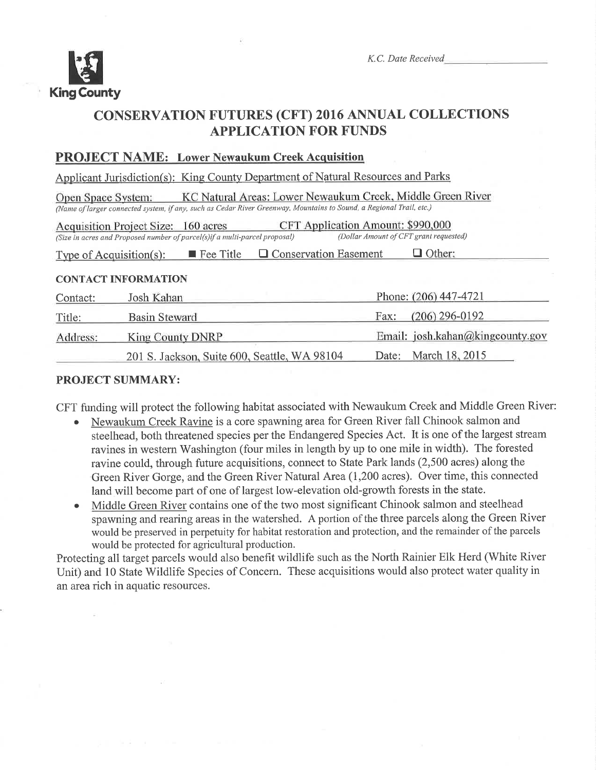King County

K.C. Date Received

# CONSERVATION FUTURES (CFT) 2016 ANNUAL COLLECTIONS APPLICATION FOR FUNDS

## PROJECT NAME: Lower Newaukum Creek Acquisition

Applicant Jurisdiction(s): King County Department of Natural Resources and Parks

Open Space System: KC Natural Areas: Lower Newaukum Creek, Middle Green River
*(Name of larger connected system, if any, such as Cedar River Greenway, Mountains to Sound, a Regional Trail, etc.)*

Acquisition Project Size: 160 acres
*(Size in acres and Proposed number of parcel(s)if a multi-parcel proposal)*

CFT Application Amount: $990,000
*(Dollar Amount of CFT grant requested)*

Type of Acquisition(s): ■ Fee Title ☐ Conservation Easement ☐ Other:

### CONTACT INFORMATION

| | | | |
|---|---|---|---|
| Contact: | Josh Kahan | Phone: | (206) 447-4721 |
| Title: | Basin Steward | Fax: | (206) 296-0192 |
| Address: | King County DNRP | Email: | josh.kahan@kingcounty.gov |
| | 201 S. Jackson, Suite 600, Seattle, WA 98104 | Date: | March 18, 2015 |

### PROJECT SUMMARY:

CFT funding will protect the following habitat associated with Newaukum Creek and Middle Green River:

- Newaukum Creek Ravine is a core spawning area for Green River fall Chinook salmon and steelhead, both threatened species per the Endangered Species Act. It is one of the largest stream ravines in western Washington (four miles in length by up to one mile in width). The forested ravine could, through future acquisitions, connect to State Park lands (2,500 acres) along the Green River Gorge, and the Green River Natural Area (1,200 acres). Over time, this connected land will become part of one of largest low-elevation old-growth forests in the state.
- Middle Green River contains one of the two most significant Chinook salmon and steelhead spawning and rearing areas in the watershed. A portion of the three parcels along the Green River would be preserved in perpetuity for habitat restoration and protection, and the remainder of the parcels would be protected for agricultural production.

Protecting all target parcels would also benefit wildlife such as the North Rainier Elk Herd (White River Unit) and 10 State Wildlife Species of Concern. These acquisitions would also protect water quality in an area rich in aquatic resources.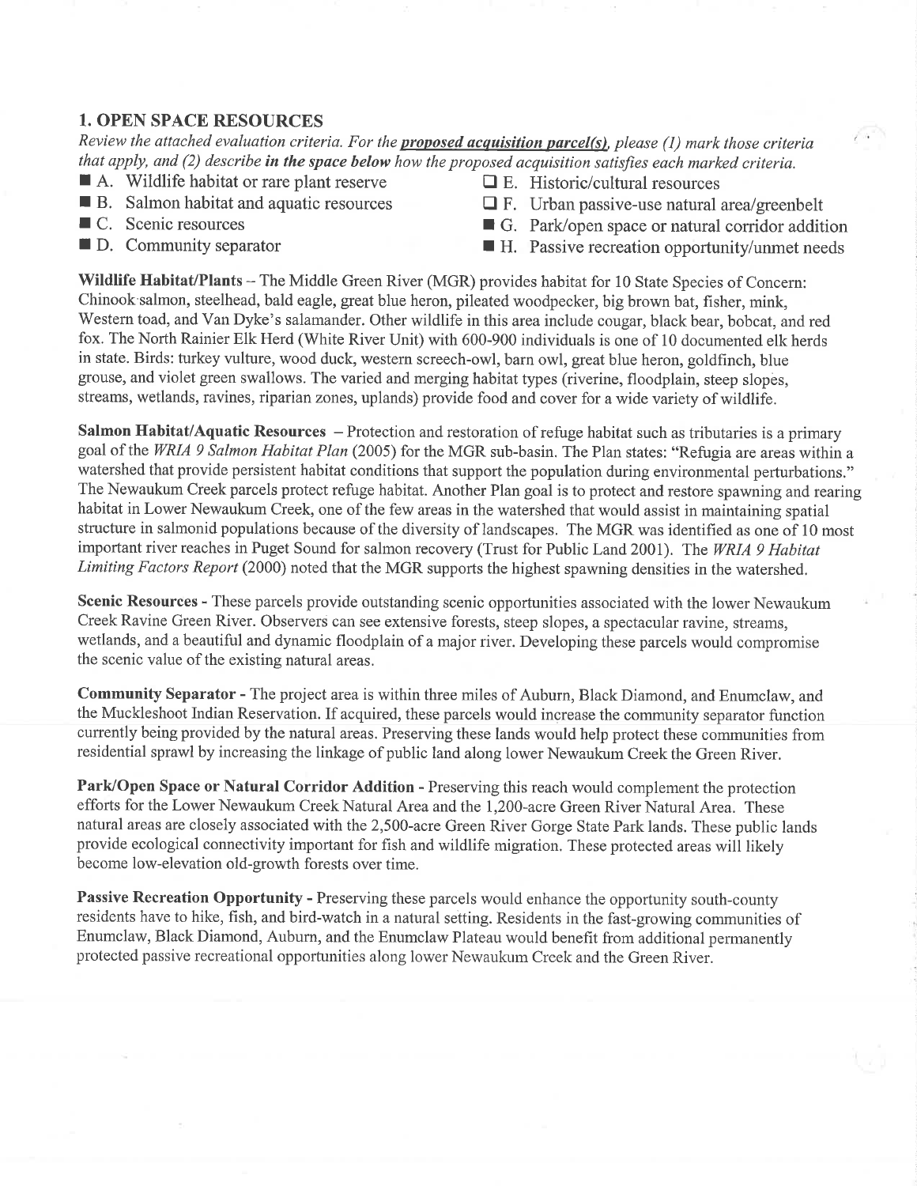## 1. OPEN SPACE RESOURCES

*Review the attached evaluation criteria. For the* ***proposed acquisition parcel(s)****, please (1) mark those criteria that apply, and (2) describe* ***in the space below*** *how the proposed acquisition satisfies each marked criteria.*

- ■ A. Wildlife habitat or rare plant reserve
- ■ B. Salmon habitat and aquatic resources
- ■ C. Scenic resources
- ■ D. Community separator
- ☐ E. Historic/cultural resources
- ☐ F. Urban passive-use natural area/greenbelt
- ■ G. Park/open space or natural corridor addition
- ■ H. Passive recreation opportunity/unmet needs

**Wildlife Habitat/Plants** – The Middle Green River (MGR) provides habitat for 10 State Species of Concern: Chinook salmon, steelhead, bald eagle, great blue heron, pileated woodpecker, big brown bat, fisher, mink, Western toad, and Van Dyke's salamander. Other wildlife in this area include cougar, black bear, bobcat, and red fox. The North Rainier Elk Herd (White River Unit) with 600-900 individuals is one of 10 documented elk herds in state. Birds: turkey vulture, wood duck, western screech-owl, barn owl, great blue heron, goldfinch, blue grouse, and violet green swallows. The varied and merging habitat types (riverine, floodplain, steep slopes, streams, wetlands, ravines, riparian zones, uplands) provide food and cover for a wide variety of wildlife.

**Salmon Habitat/Aquatic Resources** – Protection and restoration of refuge habitat such as tributaries is a primary goal of the *WRIA 9 Salmon Habitat Plan* (2005) for the MGR sub-basin. The Plan states: "Refugia are areas within a watershed that provide persistent habitat conditions that support the population during environmental perturbations." The Newaukum Creek parcels protect refuge habitat. Another Plan goal is to protect and restore spawning and rearing habitat in Lower Newaukum Creek, one of the few areas in the watershed that would assist in maintaining spatial structure in salmonid populations because of the diversity of landscapes. The MGR was identified as one of 10 most important river reaches in Puget Sound for salmon recovery (Trust for Public Land 2001). The *WRIA 9 Habitat Limiting Factors Report* (2000) noted that the MGR supports the highest spawning densities in the watershed.

**Scenic Resources** - These parcels provide outstanding scenic opportunities associated with the lower Newaukum Creek Ravine Green River. Observers can see extensive forests, steep slopes, a spectacular ravine, streams, wetlands, and a beautiful and dynamic floodplain of a major river. Developing these parcels would compromise the scenic value of the existing natural areas.

**Community Separator** - The project area is within three miles of Auburn, Black Diamond, and Enumclaw, and the Muckleshoot Indian Reservation. If acquired, these parcels would increase the community separator function currently being provided by the natural areas. Preserving these lands would help protect these communities from residential sprawl by increasing the linkage of public land along lower Newaukum Creek the Green River.

**Park/Open Space or Natural Corridor Addition** - Preserving this reach would complement the protection efforts for the Lower Newaukum Creek Natural Area and the 1,200-acre Green River Natural Area. These natural areas are closely associated with the 2,500-acre Green River Gorge State Park lands. These public lands provide ecological connectivity important for fish and wildlife migration. These protected areas will likely become low-elevation old-growth forests over time.

**Passive Recreation Opportunity** - Preserving these parcels would enhance the opportunity south-county residents have to hike, fish, and bird-watch in a natural setting. Residents in the fast-growing communities of Enumclaw, Black Diamond, Auburn, and the Enumclaw Plateau would benefit from additional permanently protected passive recreational opportunities along lower Newaukum Creek and the Green River.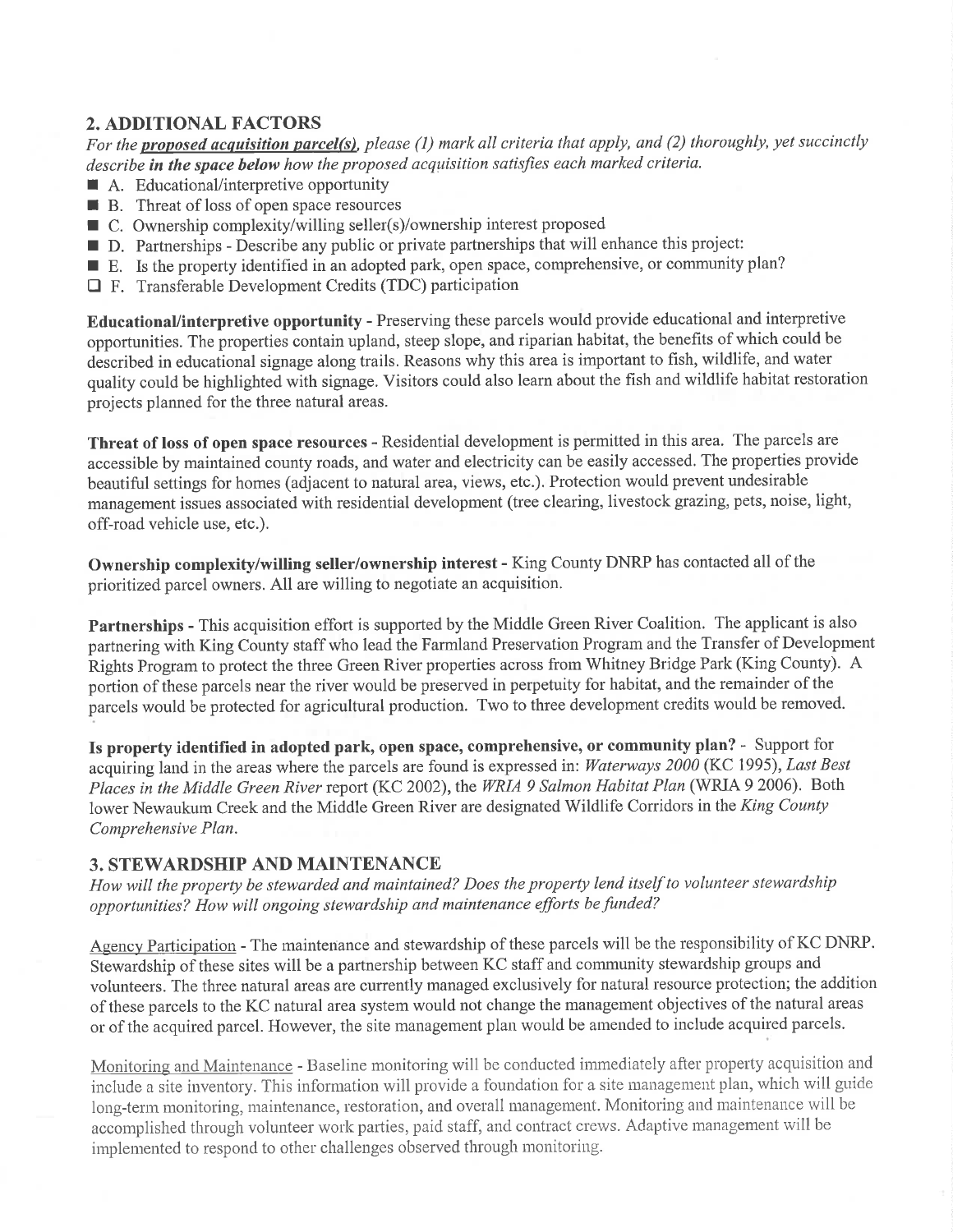## 2. ADDITIONAL FACTORS

*For the **proposed acquisition parcel(s)**, please (1) mark all criteria that apply, and (2) thoroughly, yet succinctly describe **in the space below** how the proposed acquisition satisfies each marked criteria.*

- ■ A. Educational/interpretive opportunity
- ■ B. Threat of loss of open space resources
- ■ C. Ownership complexity/willing seller(s)/ownership interest proposed
- ■ D. Partnerships - Describe any public or private partnerships that will enhance this project:
- ■ E. Is the property identified in an adopted park, open space, comprehensive, or community plan?
- ☐ F. Transferable Development Credits (TDC) participation

**Educational/interpretive opportunity** - Preserving these parcels would provide educational and interpretive opportunities. The properties contain upland, steep slope, and riparian habitat, the benefits of which could be described in educational signage along trails. Reasons why this area is important to fish, wildlife, and water quality could be highlighted with signage. Visitors could also learn about the fish and wildlife habitat restoration projects planned for the three natural areas.

**Threat of loss of open space resources** - Residential development is permitted in this area. The parcels are accessible by maintained county roads, and water and electricity can be easily accessed. The properties provide beautiful settings for homes (adjacent to natural area, views, etc.). Protection would prevent undesirable management issues associated with residential development (tree clearing, livestock grazing, pets, noise, light, off-road vehicle use, etc.).

**Ownership complexity/willing seller/ownership interest** - King County DNRP has contacted all of the prioritized parcel owners. All are willing to negotiate an acquisition.

**Partnerships** - This acquisition effort is supported by the Middle Green River Coalition. The applicant is also partnering with King County staff who lead the Farmland Preservation Program and the Transfer of Development Rights Program to protect the three Green River properties across from Whitney Bridge Park (King County). A portion of these parcels near the river would be preserved in perpetuity for habitat, and the remainder of the parcels would be protected for agricultural production. Two to three development credits would be removed.

**Is property identified in adopted park, open space, comprehensive, or community plan?** - Support for acquiring land in the areas where the parcels are found is expressed in: *Waterways 2000* (KC 1995), *Last Best Places in the Middle Green River* report (KC 2002), the *WRIA 9 Salmon Habitat Plan* (WRIA 9 2006). Both lower Newaukum Creek and the Middle Green River are designated Wildlife Corridors in the *King County Comprehensive Plan*.

## 3. STEWARDSHIP AND MAINTENANCE

*How will the property be stewarded and maintained? Does the property lend itself to volunteer stewardship opportunities? How will ongoing stewardship and maintenance efforts be funded?*

Agency Participation - The maintenance and stewardship of these parcels will be the responsibility of KC DNRP. Stewardship of these sites will be a partnership between KC staff and community stewardship groups and volunteers. The three natural areas are currently managed exclusively for natural resource protection; the addition of these parcels to the KC natural area system would not change the management objectives of the natural areas or of the acquired parcel. However, the site management plan would be amended to include acquired parcels.

Monitoring and Maintenance - Baseline monitoring will be conducted immediately after property acquisition and include a site inventory. This information will provide a foundation for a site management plan, which will guide long-term monitoring, maintenance, restoration, and overall management. Monitoring and maintenance will be accomplished through volunteer work parties, paid staff, and contract crews. Adaptive management will be implemented to respond to other challenges observed through monitoring.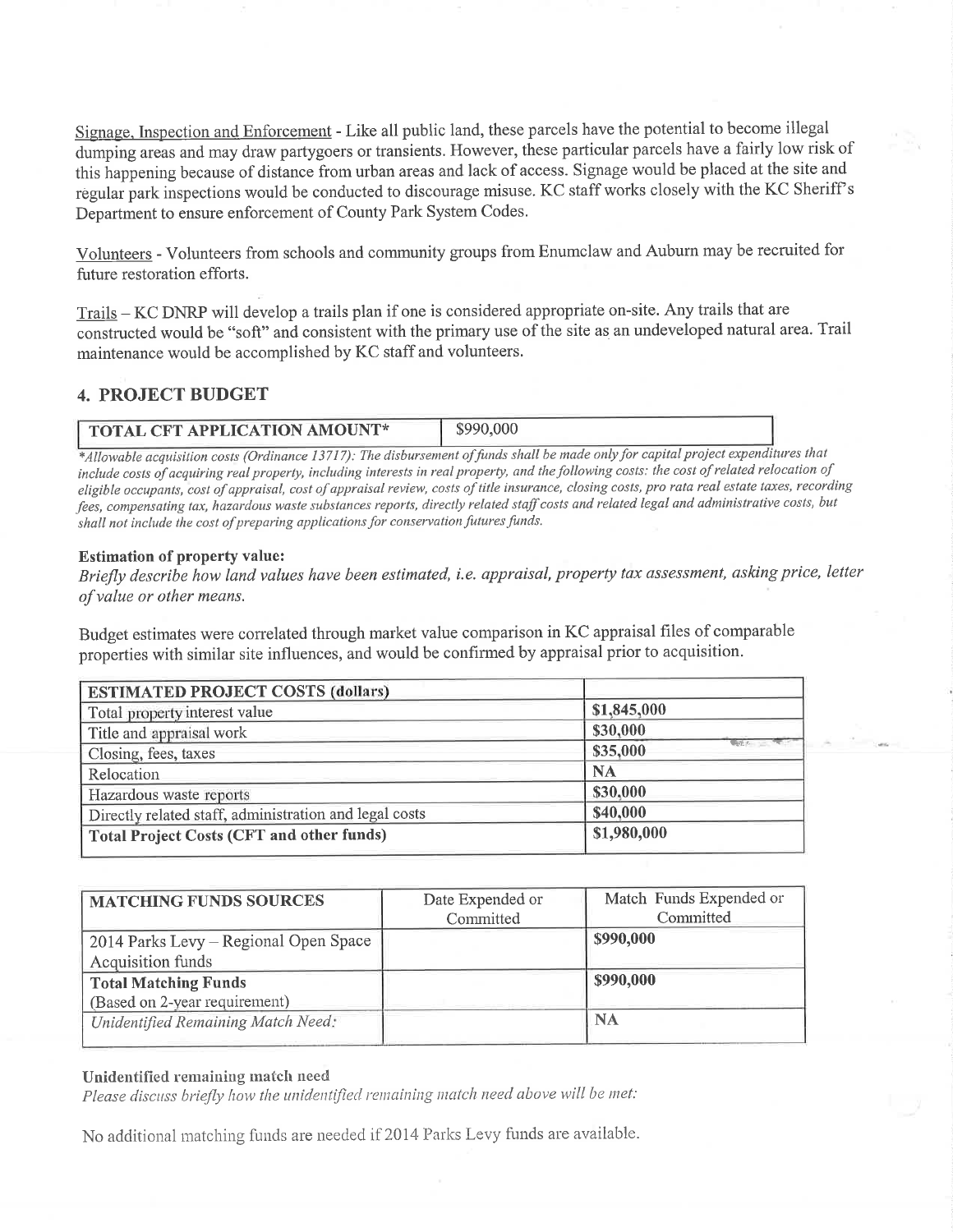Signage, Inspection and Enforcement - Like all public land, these parcels have the potential to become illegal dumping areas and may draw partygoers or transients. However, these particular parcels have a fairly low risk of this happening because of distance from urban areas and lack of access. Signage would be placed at the site and regular park inspections would be conducted to discourage misuse. KC staff works closely with the KC Sheriff's Department to ensure enforcement of County Park System Codes.

Volunteers - Volunteers from schools and community groups from Enumclaw and Auburn may be recruited for future restoration efforts.

Trails – KC DNRP will develop a trails plan if one is considered appropriate on-site. Any trails that are constructed would be "soft" and consistent with the primary use of the site as an undeveloped natural area. Trail maintenance would be accomplished by KC staff and volunteers.

## 4. PROJECT BUDGET

| TOTAL CFT APPLICATION AMOUNT* | $990,000 |
|---|---|

*\*Allowable acquisition costs (Ordinance 13717): The disbursement of funds shall be made only for capital project expenditures that include costs of acquiring real property, including interests in real property, and the following costs: the cost of related relocation of eligible occupants, cost of appraisal, cost of appraisal review, costs of title insurance, closing costs, pro rata real estate taxes, recording fees, compensating tax, hazardous waste substances reports, directly related staff costs and related legal and administrative costs, but shall not include the cost of preparing applications for conservation futures funds.*

**Estimation of property value:**

*Briefly describe how land values have been estimated, i.e. appraisal, property tax assessment, asking price, letter of value or other means.*

Budget estimates were correlated through market value comparison in KC appraisal files of comparable properties with similar site influences, and would be confirmed by appraisal prior to acquisition.

| ESTIMATED PROJECT COSTS (dollars) | |
|---|---|
| Total property interest value | $1,845,000 |
| Title and appraisal work | $30,000 |
| Closing, fees, taxes | $35,000 |
| Relocation | NA |
| Hazardous waste reports | $30,000 |
| Directly related staff, administration and legal costs | $40,000 |
| **Total Project Costs (CFT and other funds)** | **$1,980,000** |

| MATCHING FUNDS SOURCES | Date Expended or Committed | Match Funds Expended or Committed |
|---|---|---|
| 2014 Parks Levy – Regional Open Space Acquisition funds | | $990,000 |
| **Total Matching Funds** (Based on 2-year requirement) | | $990,000 |
| *Unidentified Remaining Match Need:* | | NA |

**Unidentified remaining match need**

*Please discuss briefly how the unidentified remaining match need above will be met:*

No additional matching funds are needed if 2014 Parks Levy funds are available.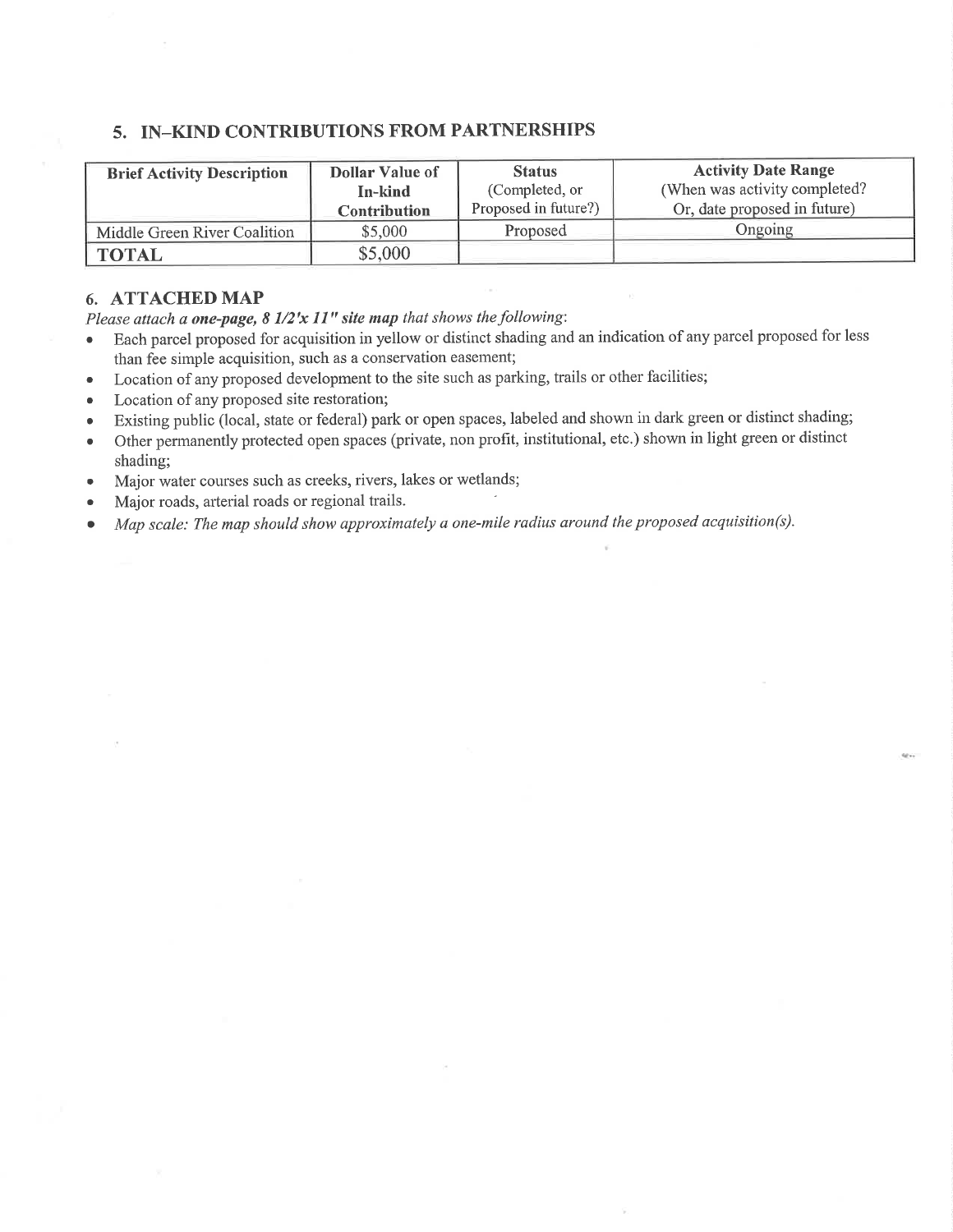## 5. IN–KIND CONTRIBUTIONS FROM PARTNERSHIPS

| **Brief Activity Description** | **Dollar Value of In-kind Contribution** | **Status** (Completed, or Proposed in future?) | **Activity Date Range** (When was activity completed? Or, date proposed in future) |
|---|---|---|---|
| Middle Green River Coalition | $5,000 | Proposed | Ongoing |
| **TOTAL** | $5,000 | | |

## 6. ATTACHED MAP

*Please attach a **one-page, 8 1/2'x 11" site map** that shows the following*:

- Each parcel proposed for acquisition in yellow or distinct shading and an indication of any parcel proposed for less than fee simple acquisition, such as a conservation easement;
- Location of any proposed development to the site such as parking, trails or other facilities;
- Location of any proposed site restoration;
- Existing public (local, state or federal) park or open spaces, labeled and shown in dark green or distinct shading;
- Other permanently protected open spaces (private, non profit, institutional, etc.) shown in light green or distinct shading;
- Major water courses such as creeks, rivers, lakes or wetlands;
- Major roads, arterial roads or regional trails.
- *Map scale: The map should show approximately a one-mile radius around the proposed acquisition(s).*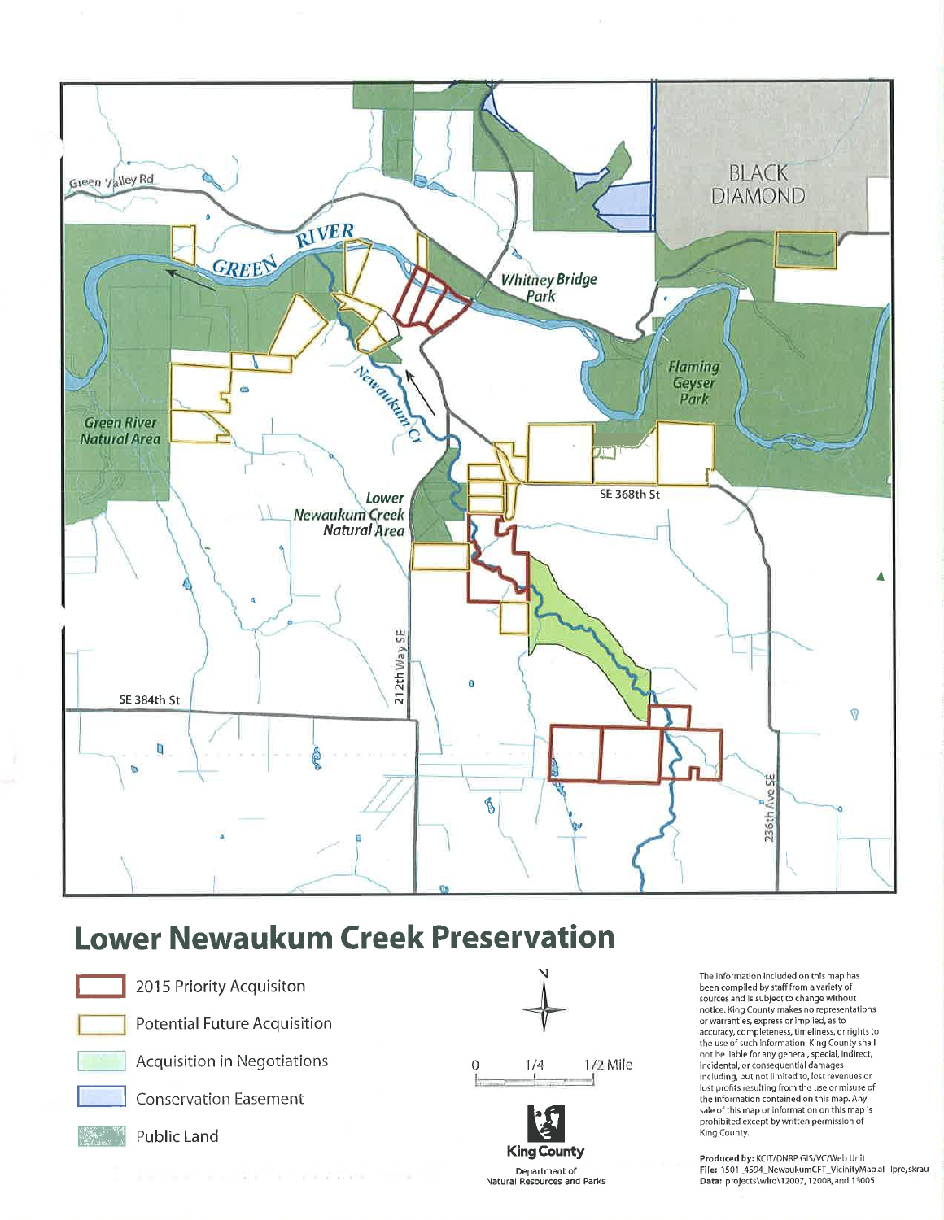Green Valley Rd

GREEN RIVER

Whitney Bridge Park

BLACK DIAMOND

Flaming Geyser Park

Green River Natural Area

Newaukum Cr

Lower Newaukum Creek Natural Area

SE 368th St

SE 384th St

212th Way SE

236th Ave SE

# Lower Newaukum Creek Preservation

- 2015 Priority Acquisiton
- Potential Future Acquisition
- Acquisition in Negotiations
- Conservation Easement
- Public Land

N

0 1/4 1/2 Mile

King County

Department of Natural Resources and Parks

The information included on this map has been compiled by staff from a variety of sources and is subject to change without notice. King County makes no representations or warranties, express or implied, as to accuracy, completeness, timeliness, or rights to the use of such information. King County shall not be liable for any general, special, indirect, incidental, or consequential damages including, but not limited to, lost revenues or lost profits resulting from the use or misuse of the information contained on this map. Any sale of this map or information on this map is prohibited except by written permission of King County.

**Produced by:** KCIT/DNRP GIS/VC/Web Unit
**File:** 1501_4594_NewaukumCFT_VicinityMap.ai lpre,skrau
**Data:** projects\wlrd\12007, 12008, and 13005